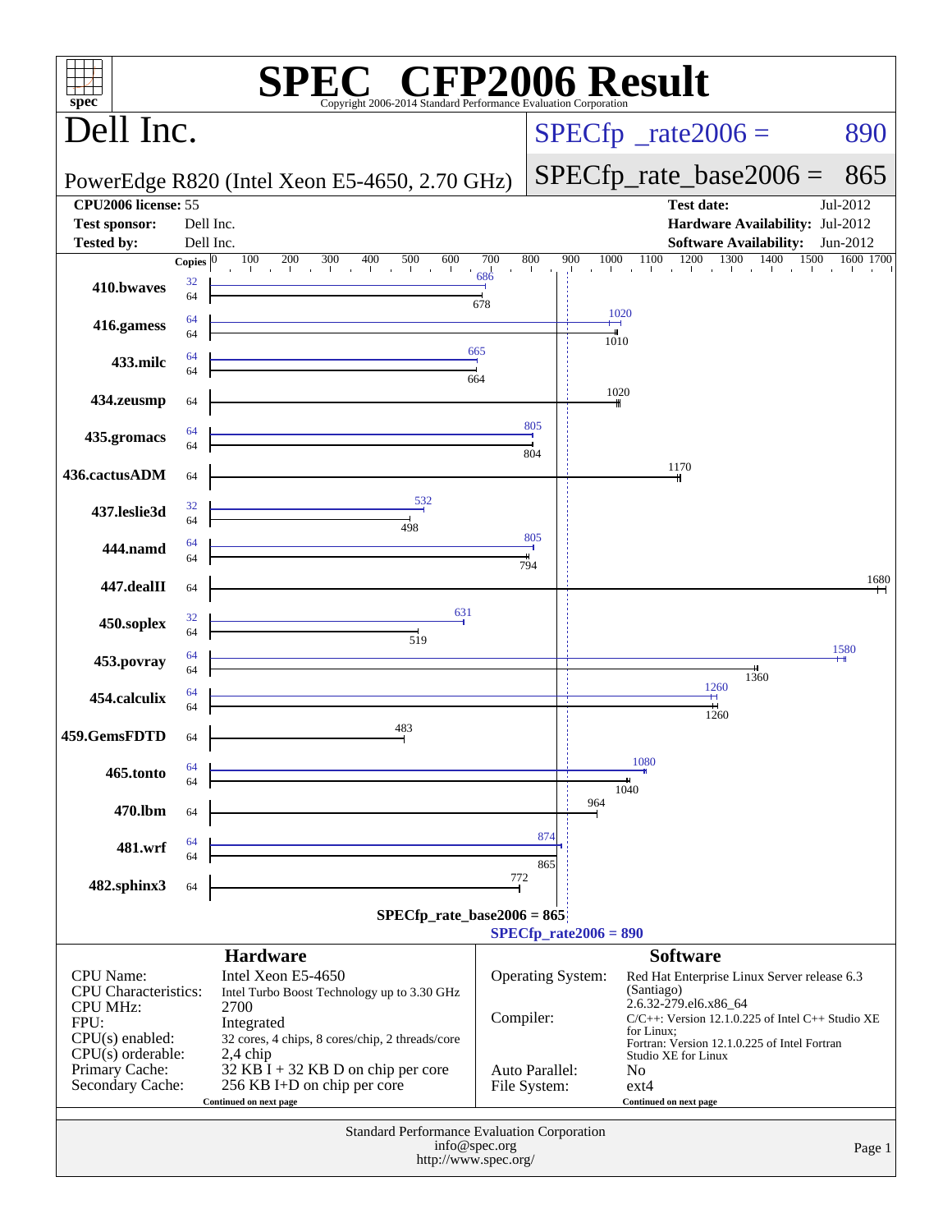# SPEC CFP2006 Result

Copyright 2006-2014 Standard Performance Evaluation Corporation

## Dell Inc.

**PowerEdge R820 (Intel Xeon E5-4650, 2.70 GHz)**

SPECfp_rate2006 = 890

SPECfp_rate_base2006 = 865

| | | | |
|---|---|---|---|
| **CPU2006 license:** | 55 | **Test date:** | Jul-2012 |
| **Test sponsor:** | Dell Inc. | **Hardware Availability:** | Jul-2012 |
| **Tested by:** | Dell Inc. | **Software Availability:** | Jun-2012 |

| Benchmark | Copies (peak) | Peak | Copies (base) | Base |
|---|---|---|---|---|
| 410.bwaves | 32 | 686 | 64 | 678 |
| 416.gamess | 64 | 1020 | 64 | 1010 |
| 433.milc | 64 | 665 | 64 | 664 |
| 434.zeusmp | | | 64 | 1020 |
| 435.gromacs | 64 | 805 | 64 | 804 |
| 436.cactusADM | | | 64 | 1170 |
| 437.leslie3d | 32 | 532 | 64 | 498 |
| 444.namd | 64 | 805 | 64 | 794 |
| 447.dealII | | | 64 | 1680 |
| 450.soplex | 32 | 631 | 64 | 519 |
| 453.povray | 64 | 1580 | 64 | 1360 |
| 454.calculix | 64 | 1260 | 64 | 1260 |
| 459.GemsFDTD | | | 64 | 483 |
| 465.tonto | 64 | 1080 | 64 | 1040 |
| 470.lbm | | | 64 | 964 |
| 481.wrf | 64 | 874 | 64 | 865 |
| 482.sphinx3 | | | 64 | 772 |

SPECfp_rate_base2006 = 865

SPECfp_rate2006 = 890

### Hardware

| | |
|---|---|
| CPU Name: | Intel Xeon E5-4650 |
| CPU Characteristics: | Intel Turbo Boost Technology up to 3.30 GHz |
| CPU MHz: | 2700 |
| FPU: | Integrated |
| CPU(s) enabled: | 32 cores, 4 chips, 8 cores/chip, 2 threads/core |
| CPU(s) orderable: | 2,4 chip |
| Primary Cache: | 32 KB I + 32 KB D on chip per core |
| Secondary Cache: | 256 KB I+D on chip per core |

Continued on next page

### Software

| | |
|---|---|
| Operating System: | Red Hat Enterprise Linux Server release 6.3 (Santiago) 2.6.32-279.el6.x86_64 |
| Compiler: | C/C++: Version 12.1.0.225 of Intel C++ Studio XE for Linux; Fortran: Version 12.1.0.225 of Intel Fortran Studio XE for Linux |
| Auto Parallel: | No |
| File System: | ext4 |

Continued on next page

Standard Performance Evaluation Corporation
info@spec.org
http://www.spec.org/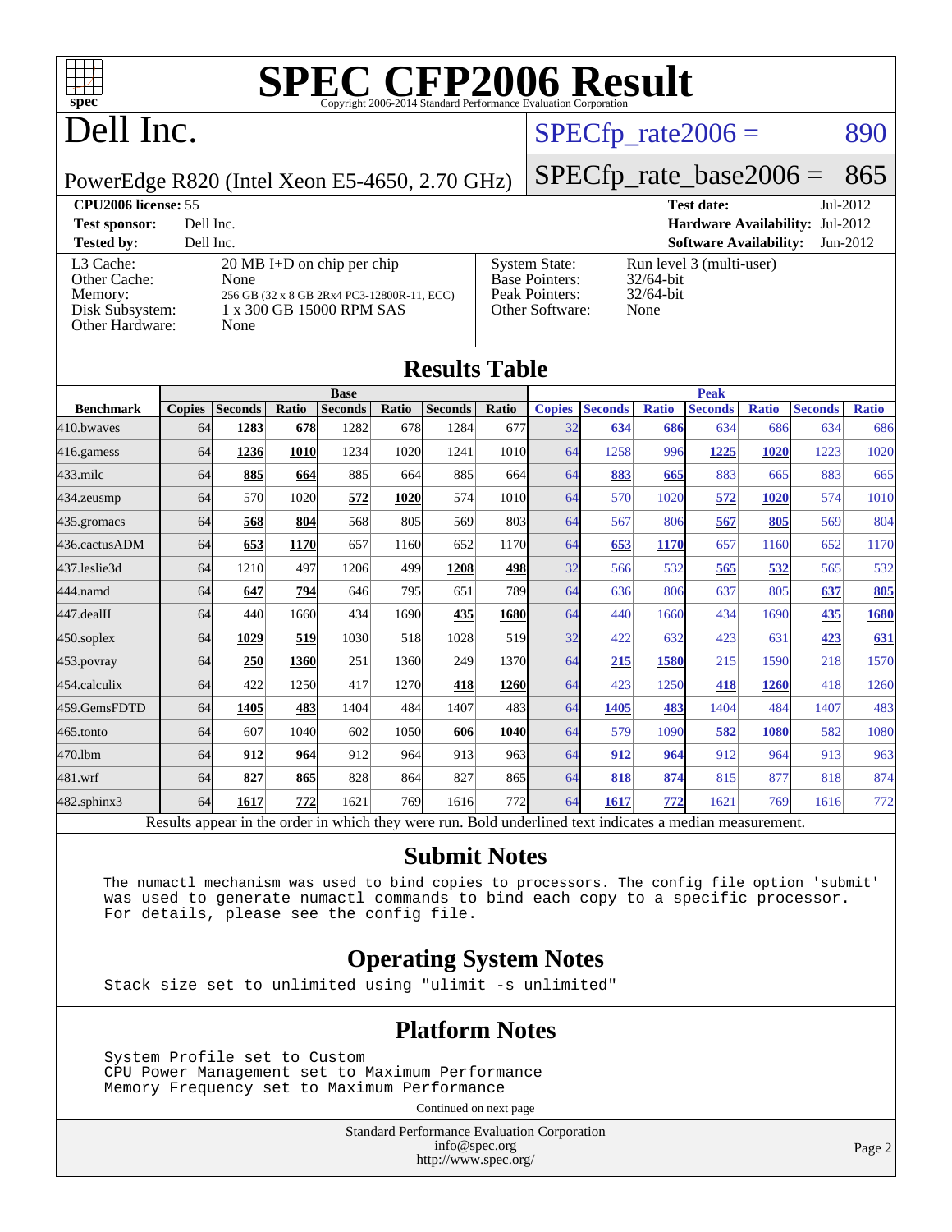# SPEC CFP2006 Result

Copyright 2006-2014 Standard Performance Evaluation Corporation

## Dell Inc.

PowerEdge R820 (Intel Xeon E5-4650, 2.70 GHz)

SPECfp_rate2006 = 890

SPECfp_rate_base2006 = 865

| | | | |
|---|---|---|---|
| **CPU2006 license:** 55 | | **Test date:** | Jul-2012 |
| **Test sponsor:** | Dell Inc. | **Hardware Availability:** | Jul-2012 |
| **Tested by:** | Dell Inc. | **Software Availability:** | Jun-2012 |

| | | | |
|---|---|---|---|
| L3 Cache: | 20 MB I+D on chip per chip | System State: | Run level 3 (multi-user) |
| Other Cache: | None | Base Pointers: | 32/64-bit |
| Memory: | 256 GB (32 x 8 GB 2Rx4 PC3-12800R-11, ECC) | Peak Pointers: | 32/64-bit |
| Disk Subsystem: | 1 x 300 GB 15000 RPM SAS | Other Software: | None |
| Other Hardware: | None | | |

## Results Table

| Benchmark | Base | | | | | | | Peak | | | | | | |
|---|---|---|---|---|---|---|---|---|---|---|---|---|---|---|
| | Copies | Seconds | Ratio | Seconds | Ratio | Seconds | Ratio | Copies | Seconds | Ratio | Seconds | Ratio | Seconds | Ratio |
| 410.bwaves | 64 | **1283** | **678** | 1282 | 678 | 1284 | 677 | 32 | **634** | **686** | 634 | 686 | 634 | 686 |
| 416.gamess | 64 | **1236** | **1010** | 1234 | 1020 | 1241 | 1010 | 64 | 1258 | 996 | **1225** | **1020** | 1223 | 1020 |
| 433.milc | 64 | **885** | **664** | 885 | 664 | 885 | 664 | 64 | **883** | **665** | 883 | 665 | 883 | 665 |
| 434.zeusmp | 64 | 570 | 1020 | **572** | **1020** | 574 | 1010 | 64 | 570 | 1020 | **572** | **1020** | 574 | 1010 |
| 435.gromacs | 64 | **568** | **804** | 568 | 805 | 569 | 803 | 64 | 567 | 806 | **567** | **805** | 569 | 804 |
| 436.cactusADM | 64 | **653** | **1170** | 657 | 1160 | 652 | 1170 | 64 | **653** | **1170** | 657 | 1160 | 652 | 1170 |
| 437.leslie3d | 64 | 1210 | 497 | 1206 | 499 | **1208** | **498** | 32 | 566 | 532 | **565** | **532** | 565 | 532 |
| 444.namd | 64 | **647** | **794** | 646 | 795 | 651 | 789 | 64 | 636 | 806 | 637 | 805 | **637** | **805** |
| 447.dealII | 64 | 440 | 1660 | 434 | 1690 | **435** | **1680** | 64 | 440 | 1660 | 434 | 1690 | **435** | **1680** |
| 450.soplex | 64 | **1029** | **519** | 1030 | 518 | 1028 | 519 | 32 | 422 | 632 | 423 | 631 | **423** | **631** |
| 453.povray | 64 | **250** | **1360** | 251 | 1360 | 249 | 1370 | 64 | **215** | **1580** | 215 | 1590 | 218 | 1570 |
| 454.calculix | 64 | 422 | 1250 | 417 | 1270 | **418** | **1260** | 64 | 423 | 1250 | **418** | **1260** | 418 | 1260 |
| 459.GemsFDTD | 64 | **1405** | **483** | 1404 | 484 | 1407 | 483 | 64 | **1405** | **483** | 1404 | 484 | 1407 | 483 |
| 465.tonto | 64 | 607 | 1040 | 602 | 1050 | **606** | **1040** | 64 | 579 | 1090 | **582** | **1080** | 582 | 1080 |
| 470.lbm | 64 | **912** | **964** | 912 | 964 | 913 | 963 | 64 | **912** | **964** | 912 | 964 | 913 | 963 |
| 481.wrf | 64 | **827** | **865** | 828 | 864 | 827 | 865 | 64 | **818** | **874** | 815 | 877 | 818 | 874 |
| 482.sphinx3 | 64 | **1617** | **772** | 1621 | 769 | 1616 | 772 | 64 | **1617** | **772** | 1621 | 769 | 1616 | 772 |

Results appear in the order in which they were run. Bold underlined text indicates a median measurement.

## Submit Notes

```
The numactl mechanism was used to bind copies to processors. The config file option 'submit'
was used to generate numactl commands to bind each copy to a specific processor.
For details, please see the config file.
```

## Operating System Notes

```
Stack size set to unlimited using "ulimit -s unlimited"
```

## Platform Notes

```
System Profile set to Custom
CPU Power Management set to Maximum Performance
Memory Frequency set to Maximum Performance
```

Continued on next page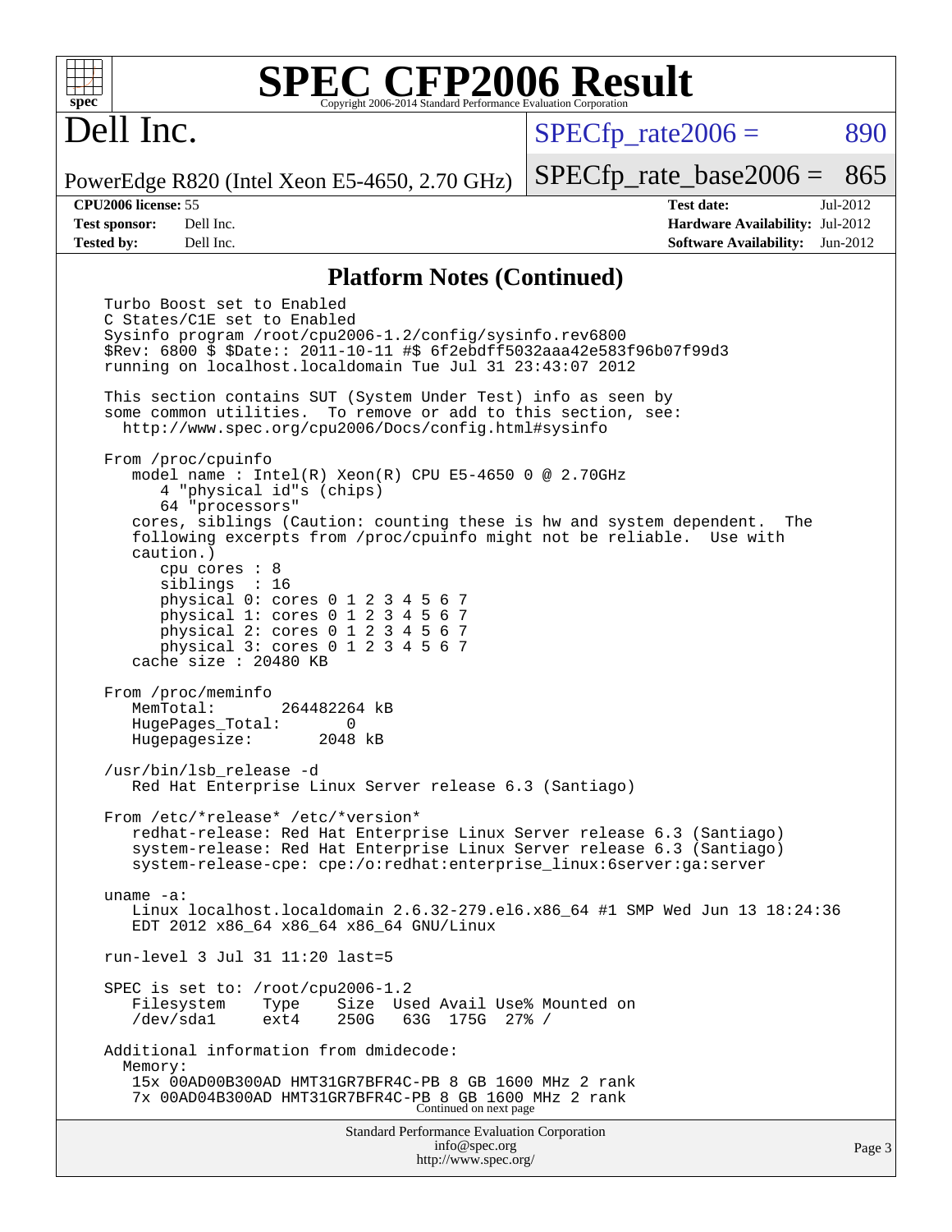## Platform Notes (Continued)

```
Turbo Boost set to Enabled
C States/C1E set to Enabled
Sysinfo program /root/cpu2006-1.2/config/sysinfo.rev6800
$Rev: 6800 $ $Date:: 2011-10-11 #$ 6f2ebdff5032aaa42e583f96b07f99d3
running on localhost.localdomain Tue Jul 31 23:43:07 2012

This section contains SUT (System Under Test) info as seen by
some common utilities.  To remove or add to this section, see:
  http://www.spec.org/cpu2006/Docs/config.html#sysinfo

From /proc/cpuinfo
   model name : Intel(R) Xeon(R) CPU E5-4650 0 @ 2.70GHz
      4 "physical id"s (chips)
      64 "processors"
   cores, siblings (Caution: counting these is hw and system dependent.  The
   following excerpts from /proc/cpuinfo might not be reliable.  Use with
   caution.)
      cpu cores : 8
      siblings  : 16
      physical 0: cores 0 1 2 3 4 5 6 7
      physical 1: cores 0 1 2 3 4 5 6 7
      physical 2: cores 0 1 2 3 4 5 6 7
      physical 3: cores 0 1 2 3 4 5 6 7
   cache size : 20480 KB

From /proc/meminfo
   MemTotal:       264482264 kB
   HugePages_Total:       0
   Hugepagesize:       2048 kB

/usr/bin/lsb_release -d
   Red Hat Enterprise Linux Server release 6.3 (Santiago)

From /etc/*release* /etc/*version*
   redhat-release: Red Hat Enterprise Linux Server release 6.3 (Santiago)
   system-release: Red Hat Enterprise Linux Server release 6.3 (Santiago)
   system-release-cpe: cpe:/o:redhat:enterprise_linux:6server:ga:server

uname -a:
   Linux localhost.localdomain 2.6.32-279.el6.x86_64 #1 SMP Wed Jun 13 18:24:36
   EDT 2012 x86_64 x86_64 x86_64 GNU/Linux

run-level 3 Jul 31 11:20 last=5

SPEC is set to: /root/cpu2006-1.2
   Filesystem    Type    Size  Used Avail Use% Mounted on
   /dev/sda1     ext4    250G   63G  175G  27% /

Additional information from dmidecode:
  Memory:
   15x 00AD00B300AD HMT31GR7BFR4C-PB 8 GB 1600 MHz 2 rank
   7x 00AD04B300AD HMT31GR7BFR4C-PB 8 GB 1600 MHz 2 rank
```

Continued on next page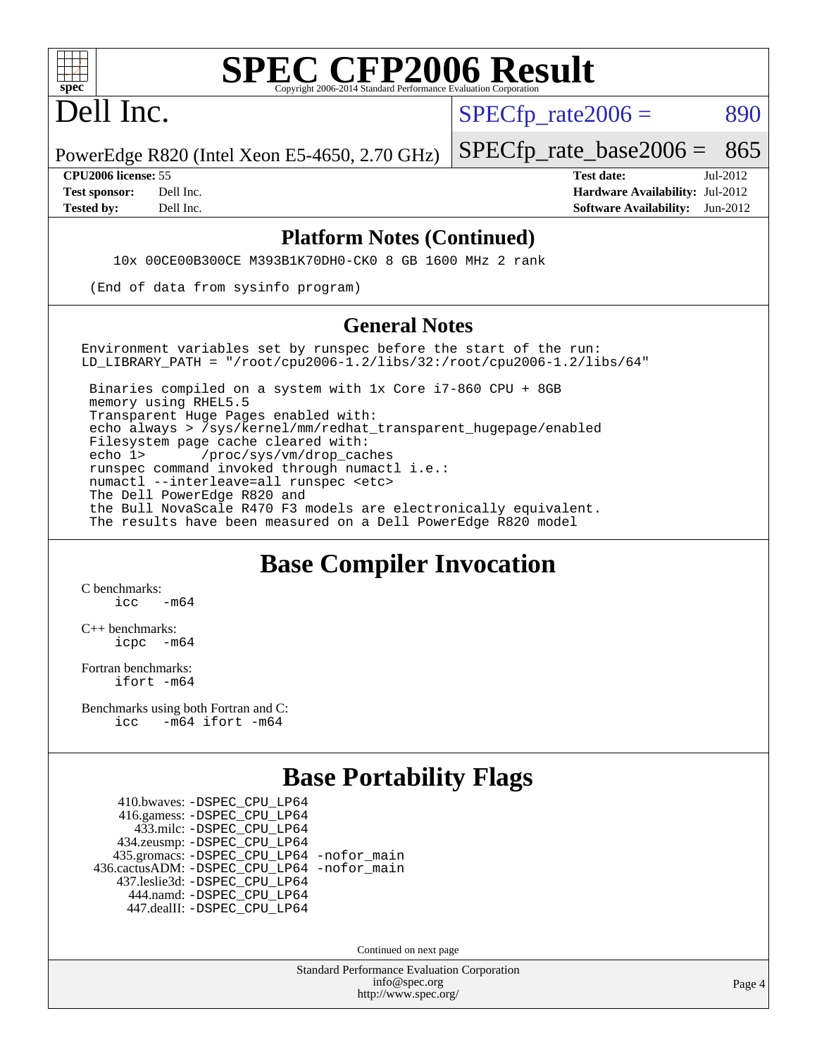# SPEC CFP2006 Result

Copyright 2006-2014 Standard Performance Evaluation Corporation

## Dell Inc.

PowerEdge R820 (Intel Xeon E5-4650, 2.70 GHz)

SPECfp_rate2006 = 890

SPECfp_rate_base2006 = 865

| | | | |
|---|---|---|---|
| **CPU2006 license:** 55 | | **Test date:** | Jul-2012 |
| **Test sponsor:** | Dell Inc. | **Hardware Availability:** | Jul-2012 |
| **Tested by:** | Dell Inc. | **Software Availability:** | Jun-2012 |

### Platform Notes (Continued)

```
10x 00CE00B300CE M393B1K70DH0-CK0 8 GB 1600 MHz 2 rank

(End of data from sysinfo program)
```

### General Notes

```
Environment variables set by runspec before the start of the run:
LD_LIBRARY_PATH = "/root/cpu2006-1.2/libs/32:/root/cpu2006-1.2/libs/64"

 Binaries compiled on a system with 1x Core i7-860 CPU + 8GB
 memory using RHEL5.5
 Transparent Huge Pages enabled with:
 echo always > /sys/kernel/mm/redhat_transparent_hugepage/enabled
 Filesystem page cache cleared with:
 echo 1>       /proc/sys/vm/drop_caches
 runspec command invoked through numactl i.e.:
 numactl --interleave=all runspec <etc>
 The Dell PowerEdge R820 and
 the Bull NovaScale R470 F3 models are electronically equivalent.
 The results have been measured on a Dell PowerEdge R820 model
```

## Base Compiler Invocation

C benchmarks:
```
icc   -m64
```

C++ benchmarks:
```
icpc  -m64
```

Fortran benchmarks:
```
ifort -m64
```

Benchmarks using both Fortran and C:
```
icc   -m64 ifort -m64
```

## Base Portability Flags

```
     410.bwaves: -DSPEC_CPU_LP64
     416.gamess: -DSPEC_CPU_LP64
       433.milc: -DSPEC_CPU_LP64
     434.zeusmp: -DSPEC_CPU_LP64
    435.gromacs: -DSPEC_CPU_LP64 -nofor_main
 436.cactusADM: -DSPEC_CPU_LP64 -nofor_main
    437.leslie3d: -DSPEC_CPU_LP64
       444.namd: -DSPEC_CPU_LP64
     447.dealII: -DSPEC_CPU_LP64
```

Continued on next page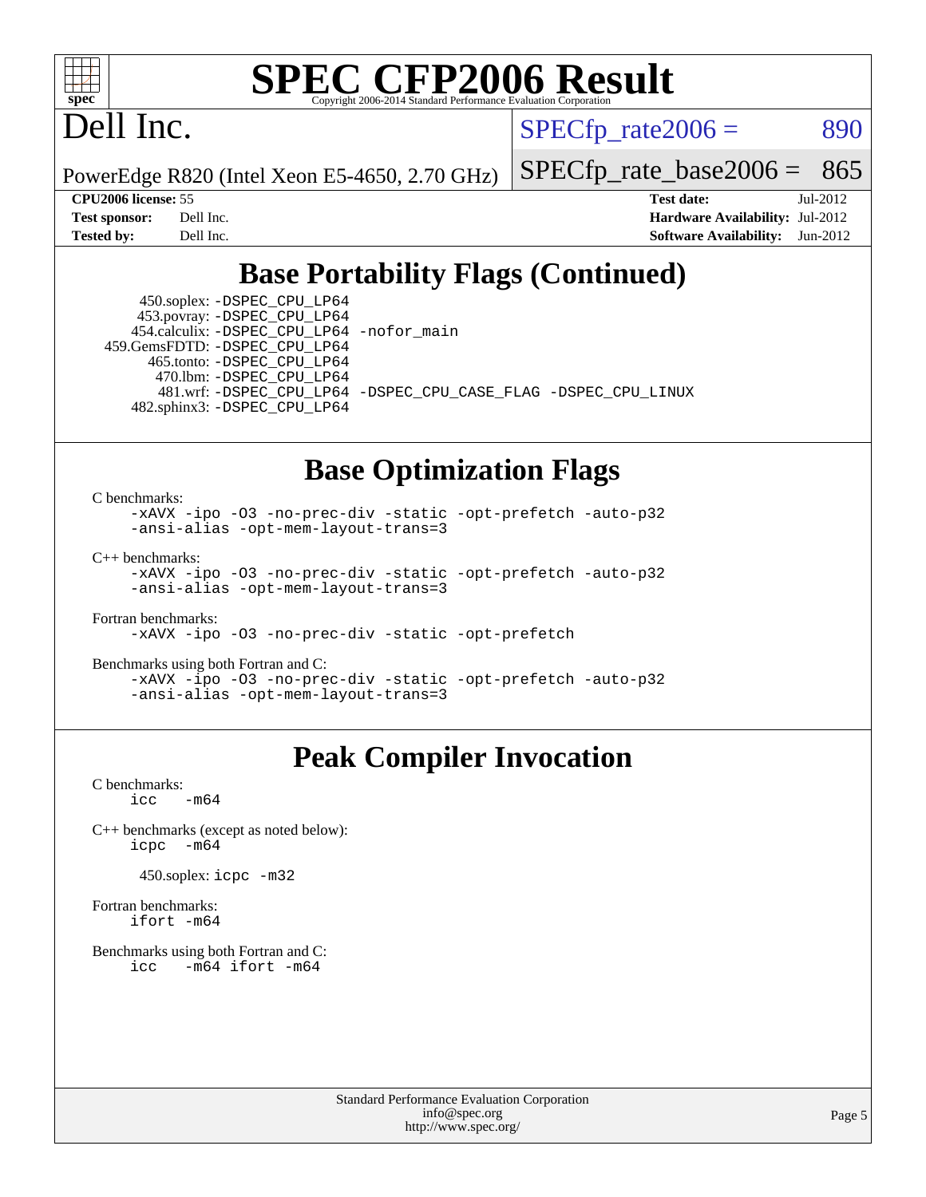# SPEC CFP2006 Result

Dell Inc.

PowerEdge R820 (Intel Xeon E5-4650, 2.70 GHz)

SPECfp_rate2006 = 890

SPECfp_rate_base2006 = 865

**CPU2006 license:** 55
**Test sponsor:** Dell Inc.
**Tested by:** Dell Inc.

**Test date:** Jul-2012
**Hardware Availability:** Jul-2012
**Software Availability:** Jun-2012

## Base Portability Flags (Continued)

450.soplex: `-DSPEC_CPU_LP64`
453.povray: `-DSPEC_CPU_LP64`
454.calculix: `-DSPEC_CPU_LP64 -nofor_main`
459.GemsFDTD: `-DSPEC_CPU_LP64`
465.tonto: `-DSPEC_CPU_LP64`
470.lbm: `-DSPEC_CPU_LP64`
481.wrf: `-DSPEC_CPU_LP64 -DSPEC_CPU_CASE_FLAG -DSPEC_CPU_LINUX`
482.sphinx3: `-DSPEC_CPU_LP64`

## Base Optimization Flags

C benchmarks:
```
-xAVX -ipo -O3 -no-prec-div -static -opt-prefetch -auto-p32
-ansi-alias -opt-mem-layout-trans=3
```

C++ benchmarks:
```
-xAVX -ipo -O3 -no-prec-div -static -opt-prefetch -auto-p32
-ansi-alias -opt-mem-layout-trans=3
```

Fortran benchmarks:
```
-xAVX -ipo -O3 -no-prec-div -static -opt-prefetch
```

Benchmarks using both Fortran and C:
```
-xAVX -ipo -O3 -no-prec-div -static -opt-prefetch -auto-p32
-ansi-alias -opt-mem-layout-trans=3
```

## Peak Compiler Invocation

C benchmarks:
```
icc   -m64
```

C++ benchmarks (except as noted below):
```
icpc  -m64
```

450.soplex: `icpc -m32`

Fortran benchmarks:
```
ifort -m64
```

Benchmarks using both Fortran and C:
```
icc   -m64 ifort -m64
```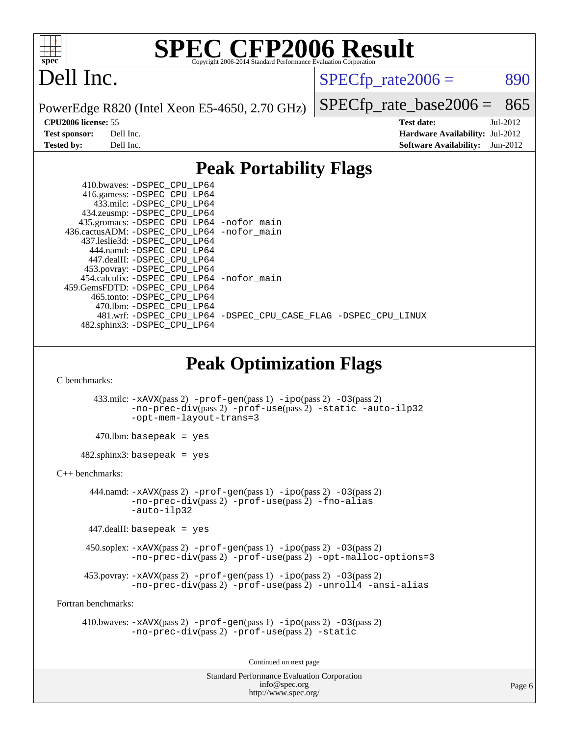# SPEC CFP2006 Result

Copyright 2006-2014 Standard Performance Evaluation Corporation

# Dell Inc.

PowerEdge R820 (Intel Xeon E5-4650, 2.70 GHz)

SPECfp_rate2006 = 890

SPECfp_rate_base2006 = 865

**CPU2006 license:** 55
**Test sponsor:** Dell Inc.
**Tested by:** Dell Inc.

**Test date:** Jul-2012
**Hardware Availability:** Jul-2012
**Software Availability:** Jun-2012

## Peak Portability Flags

```
     410.bwaves: -DSPEC_CPU_LP64
     416.gamess: -DSPEC_CPU_LP64
      433.milc: -DSPEC_CPU_LP64
    434.zeusmp: -DSPEC_CPU_LP64
   435.gromacs: -DSPEC_CPU_LP64 -nofor_main
  436.cactusADM: -DSPEC_CPU_LP64 -nofor_main
   437.leslie3d: -DSPEC_CPU_LP64
      444.namd: -DSPEC_CPU_LP64
    447.dealII: -DSPEC_CPU_LP64
    453.povray: -DSPEC_CPU_LP64
   454.calculix: -DSPEC_CPU_LP64 -nofor_main
  459.GemsFDTD: -DSPEC_CPU_LP64
     465.tonto: -DSPEC_CPU_LP64
       470.lbm: -DSPEC_CPU_LP64
       481.wrf: -DSPEC_CPU_LP64 -DSPEC_CPU_CASE_FLAG -DSPEC_CPU_LINUX
   482.sphinx3: -DSPEC_CPU_LP64
```

## Peak Optimization Flags

C benchmarks:

433.milc: -xAVX(pass 2) -prof-gen(pass 1) -ipo(pass 2) -O3(pass 2) -no-prec-div(pass 2) -prof-use(pass 2) -static -auto-ilp32 -opt-mem-layout-trans=3

470.lbm: basepeak = yes

482.sphinx3: basepeak = yes

C++ benchmarks:

444.namd: -xAVX(pass 2) -prof-gen(pass 1) -ipo(pass 2) -O3(pass 2) -no-prec-div(pass 2) -prof-use(pass 2) -fno-alias -auto-ilp32

447.dealII: basepeak = yes

450.soplex: -xAVX(pass 2) -prof-gen(pass 1) -ipo(pass 2) -O3(pass 2) -no-prec-div(pass 2) -prof-use(pass 2) -opt-malloc-options=3

453.povray: -xAVX(pass 2) -prof-gen(pass 1) -ipo(pass 2) -O3(pass 2) -no-prec-div(pass 2) -prof-use(pass 2) -unroll4 -ansi-alias

Fortran benchmarks:

410.bwaves: -xAVX(pass 2) -prof-gen(pass 1) -ipo(pass 2) -O3(pass 2) -no-prec-div(pass 2) -prof-use(pass 2) -static

Continued on next page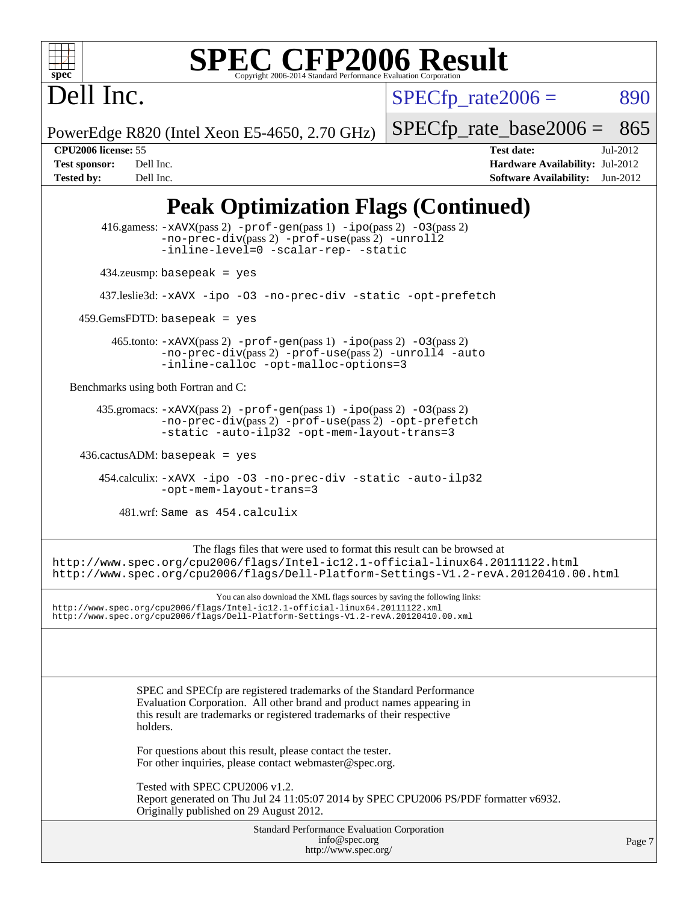# Peak Optimization Flags (Continued)

416.gamess: -xAVX(pass 2) -prof-gen(pass 1) -ipo(pass 2) -O3(pass 2) -no-prec-div(pass 2) -prof-use(pass 2) -unroll2 -inline-level=0 -scalar-rep- -static

434.zeusmp: basepeak = yes

437.leslie3d: -xAVX -ipo -O3 -no-prec-div -static -opt-prefetch

459.GemsFDTD: basepeak = yes

465.tonto: -xAVX(pass 2) -prof-gen(pass 1) -ipo(pass 2) -O3(pass 2) -no-prec-div(pass 2) -prof-use(pass 2) -unroll4 -auto -inline-calloc -opt-malloc-options=3

Benchmarks using both Fortran and C:

435.gromacs: -xAVX(pass 2) -prof-gen(pass 1) -ipo(pass 2) -O3(pass 2) -no-prec-div(pass 2) -prof-use(pass 2) -opt-prefetch -static -auto-ilp32 -opt-mem-layout-trans=3

436.cactusADM: basepeak = yes

454.calculix: -xAVX -ipo -O3 -no-prec-div -static -auto-ilp32 -opt-mem-layout-trans=3

481.wrf: Same as 454.calculix

The flags files that were used to format this result can be browsed at
http://www.spec.org/cpu2006/flags/Intel-ic12.1-official-linux64.20111122.html
http://www.spec.org/cpu2006/flags/Dell-Platform-Settings-V1.2-revA.20120410.00.html

You can also download the XML flags sources by saving the following links:
http://www.spec.org/cpu2006/flags/Intel-ic12.1-official-linux64.20111122.xml
http://www.spec.org/cpu2006/flags/Dell-Platform-Settings-V1.2-revA.20120410.00.xml

SPEC and SPECfp are registered trademarks of the Standard Performance Evaluation Corporation. All other brand and product names appearing in this result are trademarks or registered trademarks of their respective holders.

For questions about this result, please contact the tester.
For other inquiries, please contact webmaster@spec.org.

Tested with SPEC CPU2006 v1.2.
Report generated on Thu Jul 24 11:05:07 2014 by SPEC CPU2006 PS/PDF formatter v6932.
Originally published on 29 August 2012.